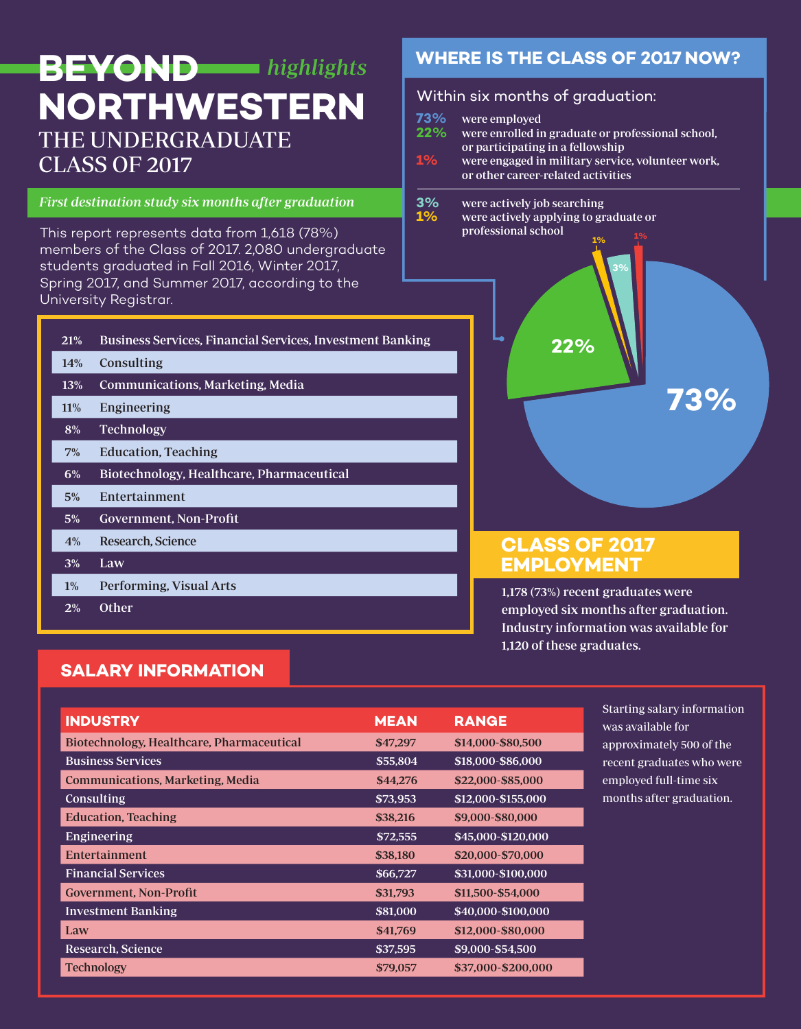# BEYOND NORTHWESTERN

*highlights*

## THE UNDERGRADUATE CLASS OF 2017

*First destination study six months after graduation*

This report represents data from 1,618 (78%) members of the Class of 2017. 2,080 undergraduate students graduated in Fall 2016, Winter 2017, Spring 2017, and Summer 2017, according to the University Registrar.

| % | Industry |
|---|---|
| 21% | Business Services, Financial Services, Investment Banking |
| 14% | Consulting |
| 13% | Communications, Marketing, Media |
| 11% | Engineering |
| 8% | Technology |
| 7% | Education, Teaching |
| 6% | Biotechnology, Healthcare, Pharmaceutical |
| 5% | Entertainment |
| 5% | Government, Non-Profit |
| 4% | Research, Science |
| 3% | Law |
| 1% | Performing, Visual Arts |
| 2% | Other |

## WHERE IS THE CLASS OF 2017 NOW?

Within six months of graduation:

- **73%** were employed
- **22%** were enrolled in graduate or professional school, or participating in a fellowship
- **1%** were engaged in military service, volunteer work, or other career-related activities

---

- **3%** were actively job searching
- **1%** were actively applying to graduate or professional school

## CLASS OF 2017 EMPLOYMENT

1,178 (73%) recent graduates were employed six months after graduation. Industry information was available for 1,120 of these graduates.

## SALARY INFORMATION

| INDUSTRY | MEAN | RANGE |
|---|---|---|
| Biotechnology, Healthcare, Pharmaceutical | $47,297 | $14,000-$80,500 |
| Business Services | $55,804 | $18,000-$86,000 |
| Communications, Marketing, Media | $44,276 | $22,000-$85,000 |
| Consulting | $73,953 | $12,000-$155,000 |
| Education, Teaching | $38,216 | $9,000-$80,000 |
| Engineering | $72,555 | $45,000-$120,000 |
| Entertainment | $38,180 | $20,000-$70,000 |
| Financial Services | $66,727 | $31,000-$100,000 |
| Government, Non-Profit | $31,793 | $11,500-$54,000 |
| Investment Banking | $81,000 | $40,000-$100,000 |
| Law | $41,769 | $12,000-$80,000 |
| Research, Science | $37,595 | $9,000-$54,500 |
| Technology | $79,057 | $37,000-$200,000 |

Starting salary information was available for approximately 500 of the recent graduates who were employed full-time six months after graduation.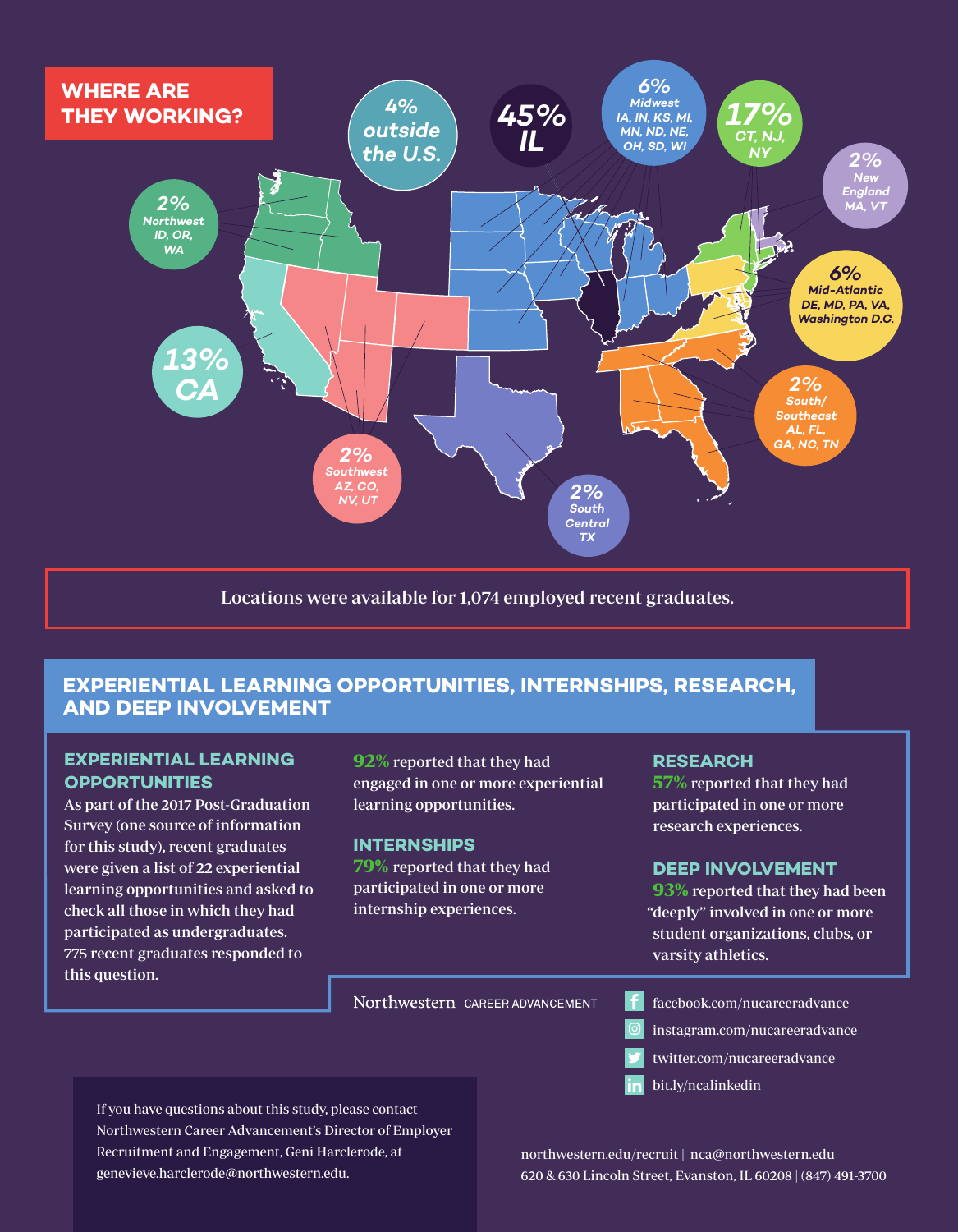## WHERE ARE THEY WORKING?

4% outside the U.S.

45% IL

6% Midwest IA, IN, KS, MI, MN, ND, NE, OH, SD, WI

17% CT, NJ, NY

2% New England MA, VT

2% Northwest ID, OR, WA

6% Mid-Atlantic DE, MD, PA, VA, Washington D.C.

13% CA

2% South/ Southeast AL, FL, GA, NC, TN

2% Southwest AZ, CO, NV, UT

2% South Central TX

Locations were available for 1,074 employed recent graduates.

## EXPERIENTIAL LEARNING OPPORTUNITIES, INTERNSHIPS, RESEARCH, AND DEEP INVOLVEMENT

### EXPERIENTIAL LEARNING OPPORTUNITIES

As part of the 2017 Post-Graduation Survey (one source of information for this study), recent graduates were given a list of 22 experiential learning opportunities and asked to check all those in which they had participated as undergraduates. 775 recent graduates responded to this question.

**92%** reported that they had engaged in one or more experiential learning opportunities.

### INTERNSHIPS

**79%** reported that they had participated in one or more internship experiences.

### RESEARCH

**57%** reported that they had participated in one or more research experiences.

### DEEP INVOLVEMENT

**93%** reported that they had been "deeply" involved in one or more student organizations, clubs, or varsity athletics.

Northwestern | CAREER ADVANCEMENT

facebook.com/nucareeradvance
instagram.com/nucareeradvance
twitter.com/nucareeradvance
bit.ly/ncalinkedin

If you have questions about this study, please contact Northwestern Career Advancement's Director of Employer Recruitment and Engagement, Geni Harclerode, at genevieve.harclerode@northwestern.edu.

northwestern.edu/recruit | nca@northwestern.edu
620 & 630 Lincoln Street, Evanston, IL 60208 | (847) 491-3700